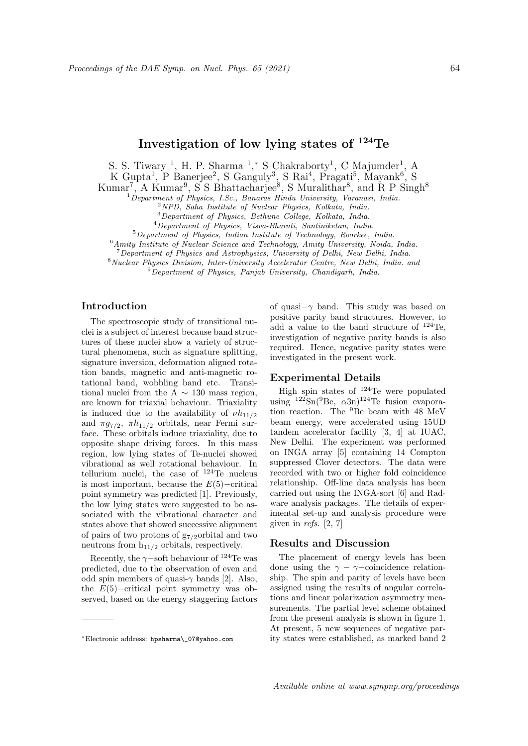# Investigation of low lying states of $^{124}$Te

S. S. Tiwary [1], H. P. Sharma [1,*] S Chakraborty[1], C Majumder[1], A K Gupta[1], P Banerjee[2], S Ganguly[3], S Rai[4], Pragati[5], Mayank[6], S Kumar[7], A Kumar[9], S S Bhattacharjee[8], S Muralithar[8], and R P Singh[8]

[1] *Department of Physics, I.Sc., Banaras Hindu University, Varanasi, India.*
[2] *NPD, Saha Institute of Nuclear Physics, Kolkata, India.*
[3] *Department of Physics, Bethune College, Kolkata, India.*
[4] *Department of Physics, Visva-Bharati, Santiniketan, India.*
[5] *Department of Physics, Indian Institute of Technology, Roorkee, India.*
[6] *Amity Institute of Nuclear Science and Technology, Amity University, Noida, India.*
[7] *Department of Physics and Astrophysics, University of Delhi, New Delhi, India.*
[8] *Nuclear Physics Division, Inter-University Accelerator Centre, New Delhi, India. and*
[9] *Department of Physics, Panjab University, Chandigarh, India.*

## Introduction

The spectroscopic study of transitional nuclei is a subject of interest because band structures of these nuclei show a variety of structural phenomena, such as signature splitting, signature inversion, deformation aligned rotation bands, magnetic and anti-magnetic rotational band, wobbling band etc. Transitional nuclei from the A $\sim$ 130 mass region, are known for triaxial behaviour. Triaxiality is induced due to the availability of $\nu h_{11/2}$ and $\pi g_{7/2}$, $\pi h_{11/2}$ orbitals, near Fermi surface. These orbitals induce triaxiality, due to opposite shape driving forces. In this mass region, low lying states of Te-nuclei showed vibrational as well rotational behaviour. In tellurium nuclei, the case of $^{124}$Te nucleus is most important, because the $E(5)-$critical point symmetry was predicted [1]. Previously, the low lying states were suggested to be associated with the vibrational character and states above that showed successive alignment of pairs of two protons of $g_{7/2}$orbital and two neutrons from $h_{11/2}$ orbitals, respectively.

Recently, the $\gamma-$soft behaviour of $^{124}$Te was predicted, due to the observation of even and odd spin members of quasi-$\gamma$ bands [2]. Also, the $E(5)-$critical point symmetry was observed, based on the energy staggering factors of quasi$-\gamma$ band. This study was based on positive parity band structures. However, to add a value to the band structure of $^{124}$Te, investigation of negative parity bands is also required. Hence, negative parity states were investigated in the present work.

## Experimental Details

High spin states of $^{124}$Te were populated using $^{122}$Sn($^{9}$Be, $\alpha$3n)$^{124}$Te fusion evaporation reaction. The $^{9}$Be beam with 48 MeV beam energy, were accelerated using 15UD tandem accelerator facility [3, 4] at IUAC, New Delhi. The experiment was performed on INGA array [5] containing 14 Compton suppressed Clover detectors. The data were recorded with two or higher fold coincidence relationship. Off-line data analysis has been carried out using the INGA-sort [6] and Radware analysis packages. The details of experimental set-up and analysis procedure were given in *refs.* [2, 7]

## Results and Discussion

The placement of energy levels has been done using the $\gamma-\gamma-$coincidence relationship. The spin and parity of levels have been assigned using the results of angular correlations and linear polarization asymmetry measurements. The partial level scheme obtained from the present analysis is shown in figure 1. At present, 5 new sequences of negative parity states were established, as marked band 2

*Electronic address: hpsharma\_07@yahoo.com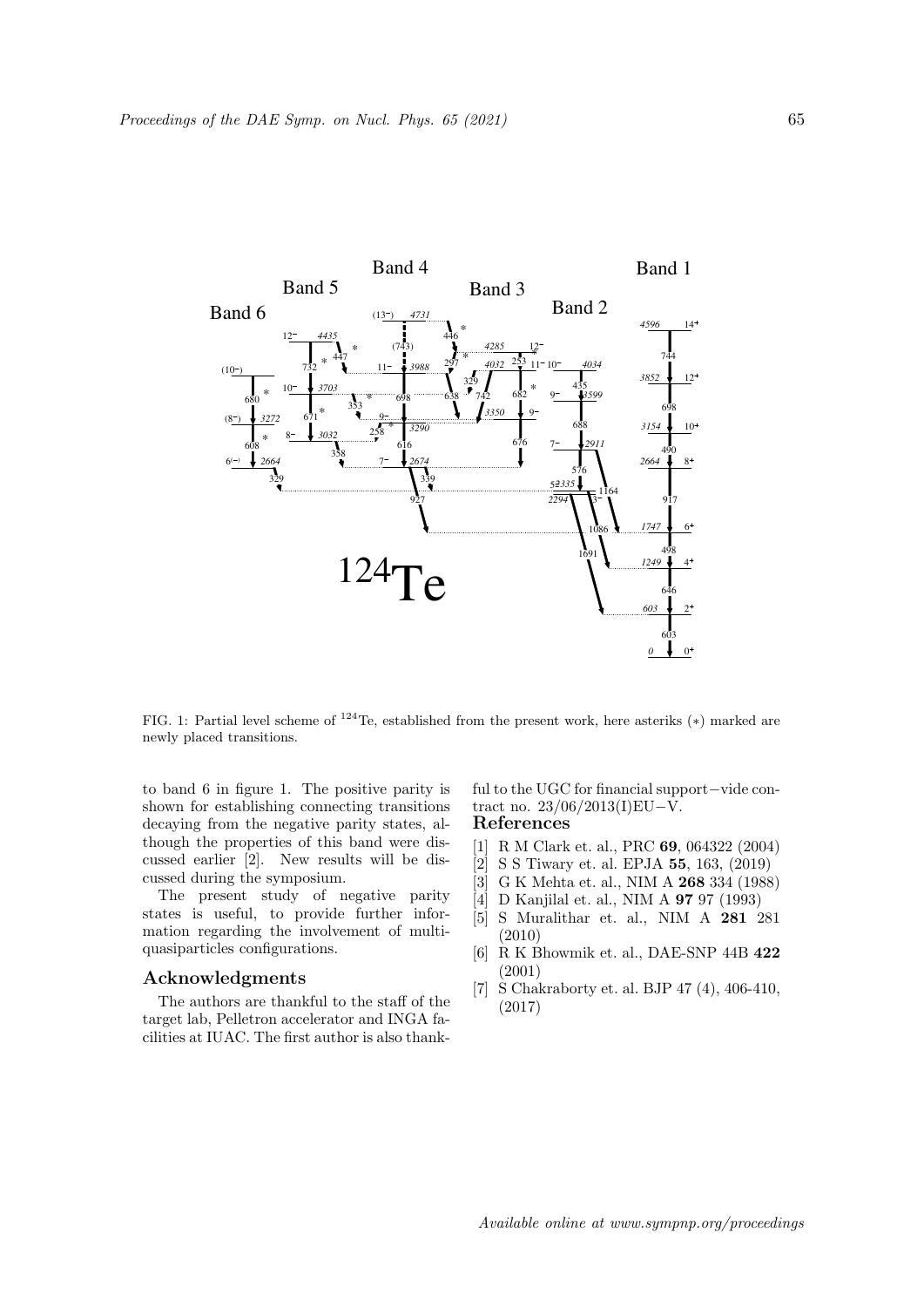Band 4

Band 5

Band 3

Band 1

Band 6

Band 2

$^{124}$Te

FIG. 1: Partial level scheme of $^{124}$Te, established from the present work, here asteriks (∗) marked are newly placed transitions.

to band 6 in figure 1. The positive parity is shown for establishing connecting transitions decaying from the negative parity states, although the properties of this band were discussed earlier [2]. New results will be discussed during the symposium.

The present study of negative parity states is useful, to provide further information regarding the involvement of multi-quasiparticles configurations.

## Acknowledgments

The authors are thankful to the staff of the target lab, Pelletron accelerator and INGA facilities at IUAC. The first author is also thankful to the UGC for financial support−vide contract no. 23/06/2013(I)EU−V.

## References

[1] R M Clark et. al., PRC **69**, 064322 (2004)

[2] S S Tiwary et. al. EPJA **55**, 163, (2019)

[3] G K Mehta et. al., NIM A **268** 334 (1988)

[4] D Kanjilal et. al., NIM A **97** 97 (1993)

[5] S Muralithar et. al., NIM A **281** 281 (2010)

[6] R K Bhowmik et. al., DAE-SNP 44B **422** (2001)

[7] S Chakraborty et. al. BJP 47 (4), 406-410, (2017)